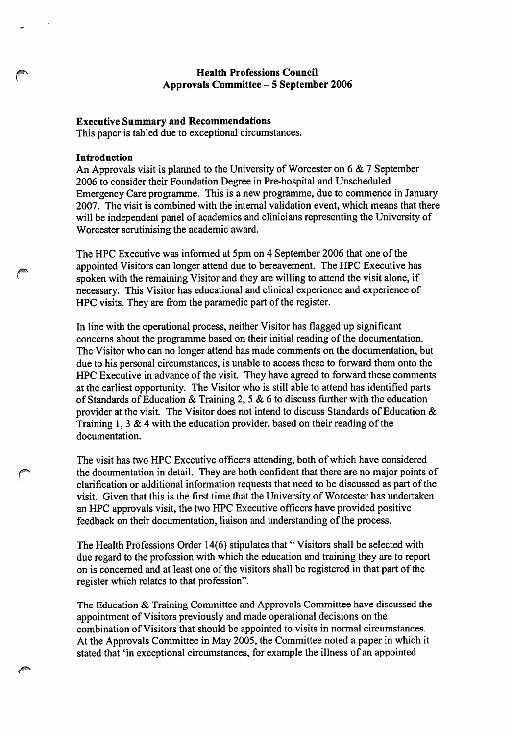**Health Professions Council**
**Approvals Committee – 5 September 2006**

**Executive Summary and Recommendations**
This paper is tabled due to exceptional circumstances.

**Introduction**
An Approvals visit is planned to the University of Worcester on 6 & 7 September 2006 to consider their Foundation Degree in Pre-hospital and Unscheduled Emergency Care programme. This is a new programme, due to commence in January 2007. The visit is combined with the internal validation event, which means that there will be independent panel of academics and clinicians representing the University of Worcester scrutinising the academic award.

The HPC Executive was informed at 5pm on 4 September 2006 that one of the appointed Visitors can longer attend due to bereavement. The HPC Executive has spoken with the remaining Visitor and they are willing to attend the visit alone, if necessary. This Visitor has educational and clinical experience and experience of HPC visits. They are from the paramedic part of the register.

In line with the operational process, neither Visitor has flagged up significant concerns about the programme based on their initial reading of the documentation. The Visitor who can no longer attend has made comments on the documentation, but due to his personal circumstances, is unable to access these to forward them onto the HPC Executive in advance of the visit. They have agreed to forward these comments at the earliest opportunity. The Visitor who is still able to attend has identified parts of Standards of Education & Training 2, 5 & 6 to discuss further with the education provider at the visit. The Visitor does not intend to discuss Standards of Education & Training 1, 3 & 4 with the education provider, based on their reading of the documentation.

The visit has two HPC Executive officers attending, both of which have considered the documentation in detail. They are both confident that there are no major points of clarification or additional information requests that need to be discussed as part of the visit. Given that this is the first time that the University of Worcester has undertaken an HPC approvals visit, the two HPC Executive officers have provided positive feedback on their documentation, liaison and understanding of the process.

The Health Professions Order 14(6) stipulates that " Visitors shall be selected with due regard to the profession with which the education and training they are to report on is concerned and at least one of the visitors shall be registered in that part of the register which relates to that profession".

The Education & Training Committee and Approvals Committee have discussed the appointment of Visitors previously and made operational decisions on the combination of Visitors that should be appointed to visits in normal circumstances. At the Approvals Committee in May 2005, the Committee noted a paper in which it stated that 'in exceptional circumstances, for example the illness of an appointed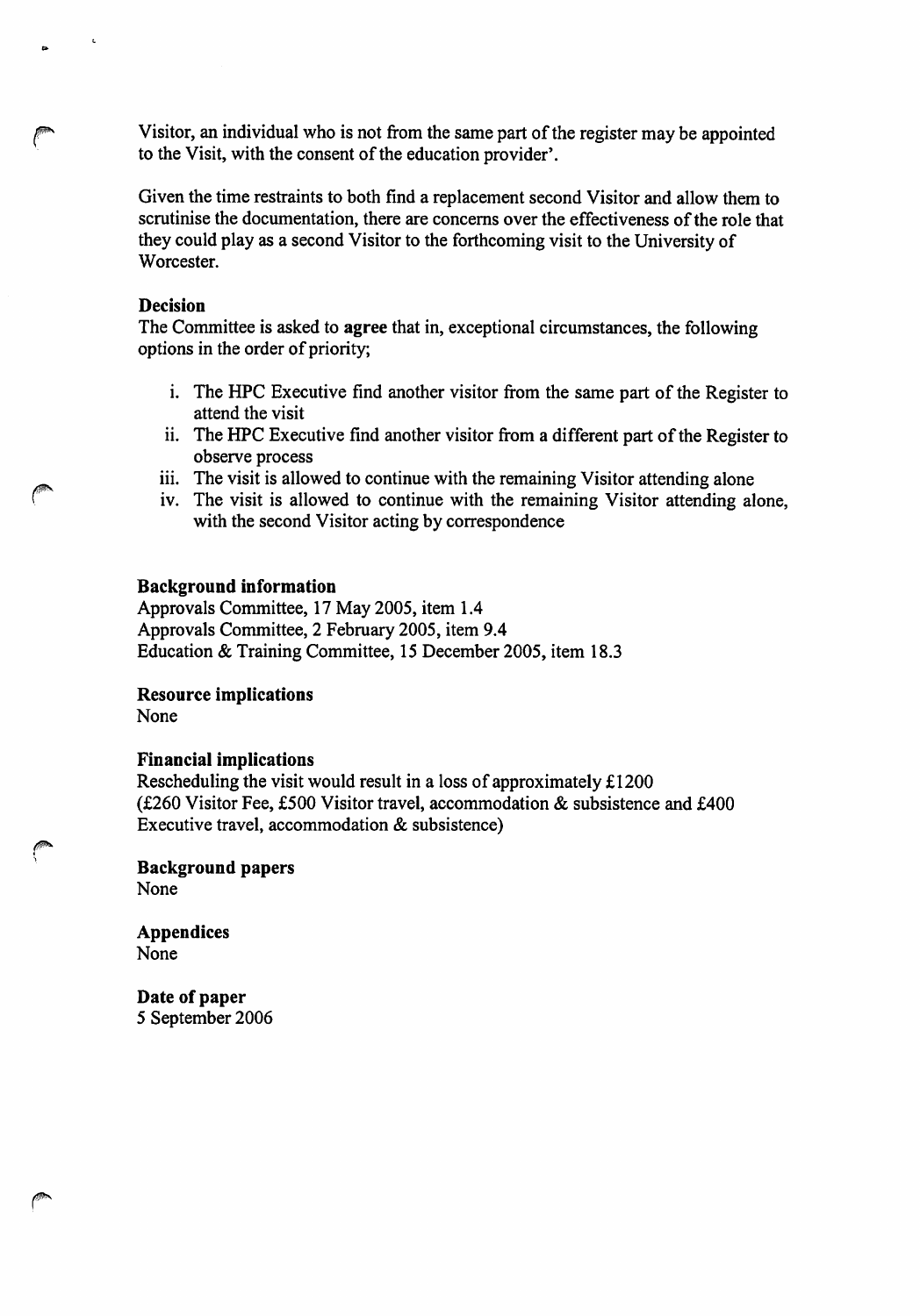Visitor, an individual who is not from the same part of the register may be appointed to the Visit, with the consent of the education provider'.

Given the time restraints to both find a replacement second Visitor and allow them to scrutinise the documentation, there are concerns over the effectiveness of the role that they could play as a second Visitor to the forthcoming visit to the University of Worcester.

**Decision**

The Committee is asked to **agree** that in, exceptional circumstances, the following options in the order of priority;

i. The HPC Executive find another visitor from the same part of the Register to attend the visit
ii. The HPC Executive find another visitor from a different part of the Register to observe process
iii. The visit is allowed to continue with the remaining Visitor attending alone
iv. The visit is allowed to continue with the remaining Visitor attending alone, with the second Visitor acting by correspondence

**Background information**

Approvals Committee, 17 May 2005, item 1.4
Approvals Committee, 2 February 2005, item 9.4
Education & Training Committee, 15 December 2005, item 18.3

**Resource implications**

None

**Financial implications**

Rescheduling the visit would result in a loss of approximately £1200 (£260 Visitor Fee, £500 Visitor travel, accommodation & subsistence and £400 Executive travel, accommodation & subsistence)

**Background papers**

None

**Appendices**

None

**Date of paper**

5 September 2006